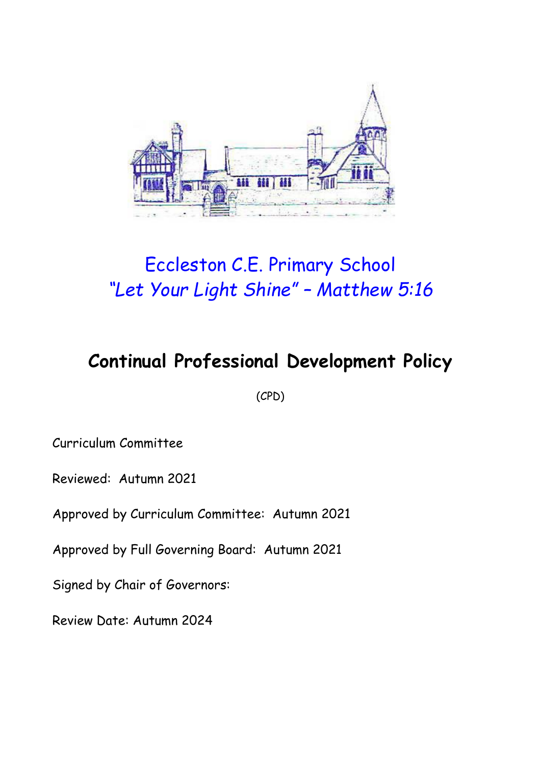Eccleston C.E. Primary School

*"Let Your Light Shine" – Matthew 5:16*

# Continual Professional Development Policy

(CPD)

Curriculum Committee

Reviewed: Autumn 2021

Approved by Curriculum Committee: Autumn 2021

Approved by Full Governing Board: Autumn 2021

Signed by Chair of Governors:

Review Date: Autumn 2024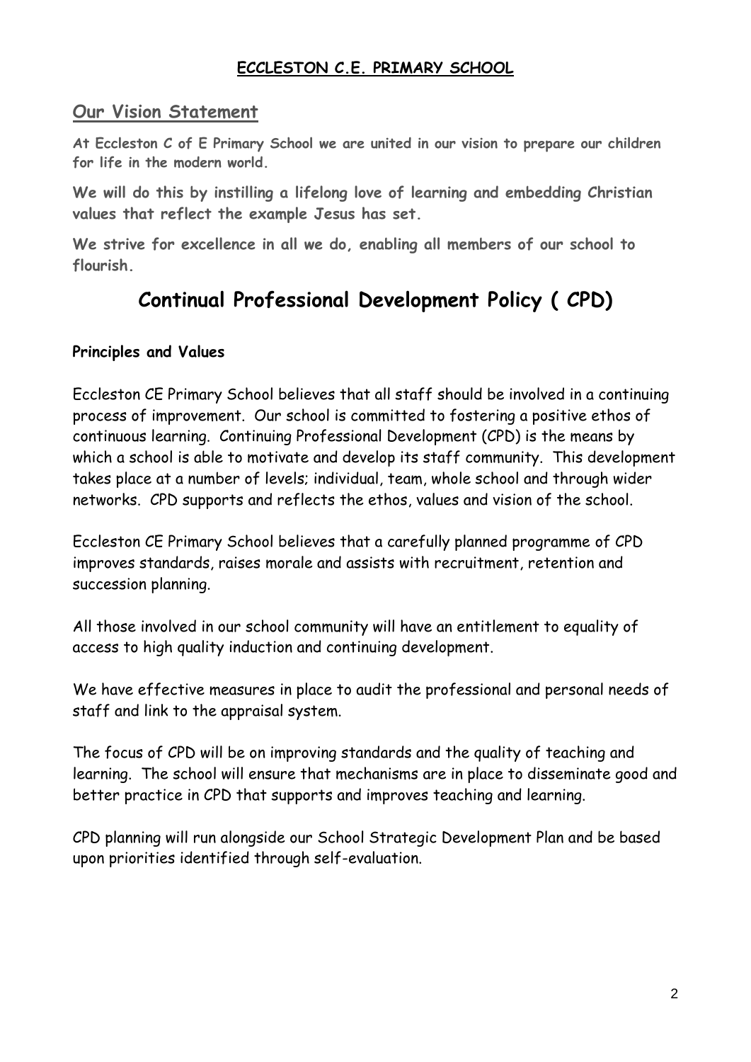**ECCLESTON C.E. PRIMARY SCHOOL**

## Our Vision Statement

**At Eccleston C of E Primary School we are united in our vision to prepare our children for life in the modern world.**

**We will do this by instilling a lifelong love of learning and embedding Christian values that reflect the example Jesus has set.**

**We strive for excellence in all we do, enabling all members of our school to flourish.**

# Continual Professional Development Policy ( CPD)

**Principles and Values**

Eccleston CE Primary School believes that all staff should be involved in a continuing process of improvement. Our school is committed to fostering a positive ethos of continuous learning. Continuing Professional Development (CPD) is the means by which a school is able to motivate and develop its staff community. This development takes place at a number of levels; individual, team, whole school and through wider networks. CPD supports and reflects the ethos, values and vision of the school.

Eccleston CE Primary School believes that a carefully planned programme of CPD improves standards, raises morale and assists with recruitment, retention and succession planning.

All those involved in our school community will have an entitlement to equality of access to high quality induction and continuing development.

We have effective measures in place to audit the professional and personal needs of staff and link to the appraisal system.

The focus of CPD will be on improving standards and the quality of teaching and learning. The school will ensure that mechanisms are in place to disseminate good and better practice in CPD that supports and improves teaching and learning.

CPD planning will run alongside our School Strategic Development Plan and be based upon priorities identified through self-evaluation.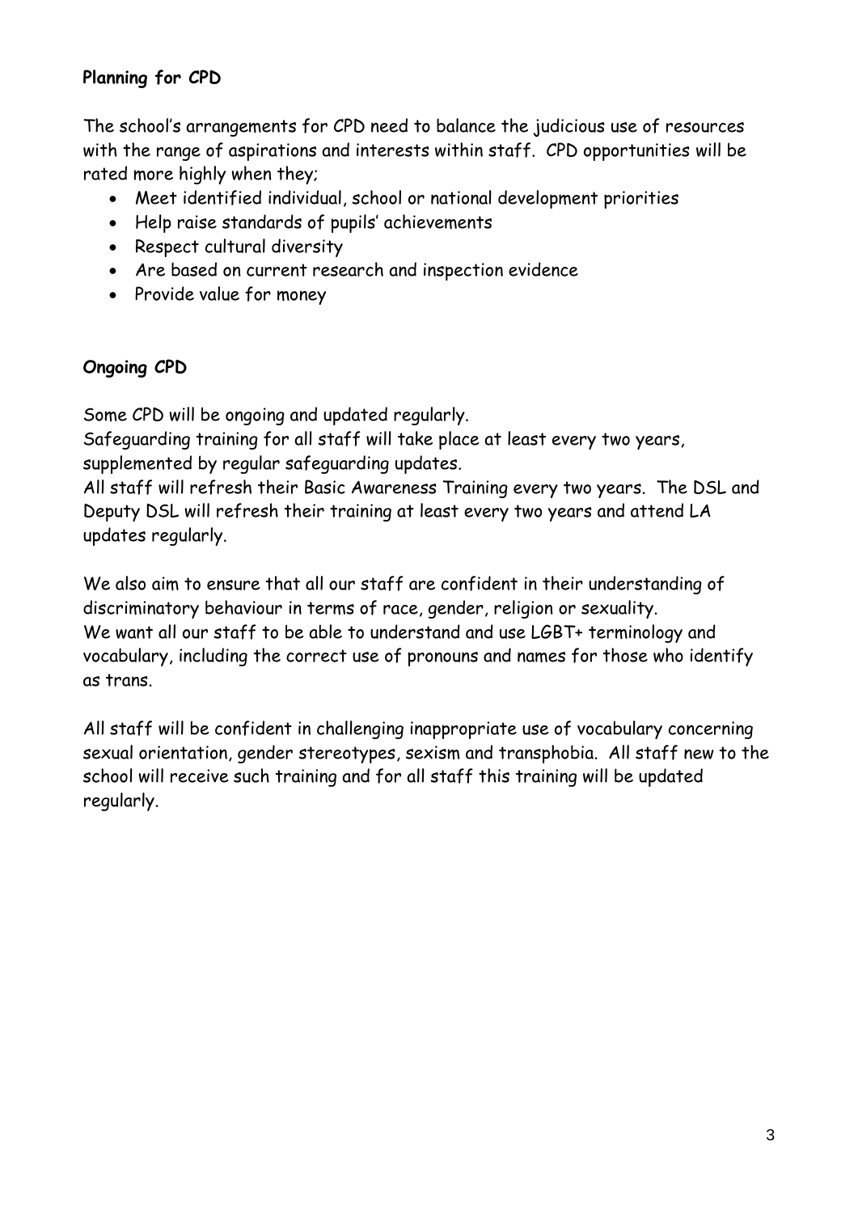## Planning for CPD

The school's arrangements for CPD need to balance the judicious use of resources with the range of aspirations and interests within staff. CPD opportunities will be rated more highly when they;

- Meet identified individual, school or national development priorities
- Help raise standards of pupils' achievements
- Respect cultural diversity
- Are based on current research and inspection evidence
- Provide value for money

## Ongoing CPD

Some CPD will be ongoing and updated regularly.
Safeguarding training for all staff will take place at least every two years, supplemented by regular safeguarding updates.
All staff will refresh their Basic Awareness Training every two years. The DSL and Deputy DSL will refresh their training at least every two years and attend LA updates regularly.

We also aim to ensure that all our staff are confident in their understanding of discriminatory behaviour in terms of race, gender, religion or sexuality.
We want all our staff to be able to understand and use LGBT+ terminology and vocabulary, including the correct use of pronouns and names for those who identify as trans.

All staff will be confident in challenging inappropriate use of vocabulary concerning sexual orientation, gender stereotypes, sexism and transphobia. All staff new to the school will receive such training and for all staff this training will be updated regularly.